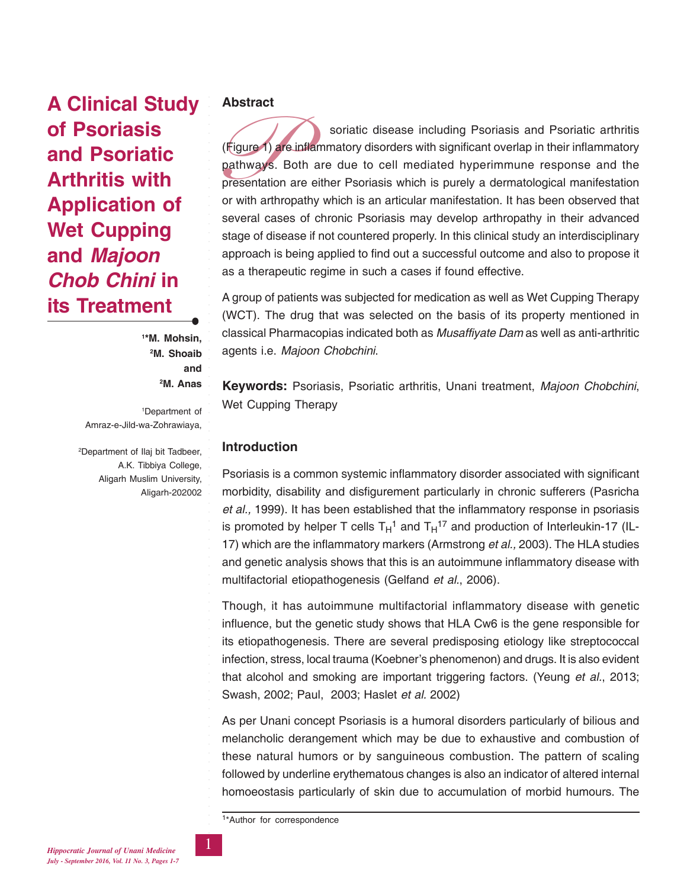# A Clinical Study of Psoriasis and Psoriatic Arthritis with Application of Wet Cupping and *Majoon Chob Chini* in its Treatment

**[1]*M. Mohsin, [2]M. Shoaib and [2]M. Anas**

[1]Department of Amraz-e-Jild-wa-Zohrawiaya,

[2]Department of Ilaj bit Tadbeer, A.K. Tibbiya College, Aligarh Muslim University, Aligarh-202002

## Abstract

Psoriatic disease including Psoriasis and Psoriatic arthritis (Figure 1) are inflammatory disorders with significant overlap in their inflammatory pathways. Both are due to cell mediated hyperimmune response and the presentation are either Psoriasis which is purely a dermatological manifestation or with arthropathy which is an articular manifestation. It has been observed that several cases of chronic Psoriasis may develop arthropathy in their advanced stage of disease if not countered properly. In this clinical study an interdisciplinary approach is being applied to find out a successful outcome and also to propose it as a therapeutic regime in such a cases if found effective.

A group of patients was subjected for medication as well as Wet Cupping Therapy (WCT). The drug that was selected on the basis of its property mentioned in classical Pharmacopias indicated both as *Musaffiyate Dam* as well as anti-arthritic agents i.e. *Majoon Chobchini*.

**Keywords:** Psoriasis, Psoriatic arthritis, Unani treatment, *Majoon Chobchini*, Wet Cupping Therapy

## Introduction

Psoriasis is a common systemic inflammatory disorder associated with significant morbidity, disability and disfigurement particularly in chronic sufferers (Pasricha *et al.,* 1999). It has been established that the inflammatory response in psoriasis is promoted by helper T cells $T_H1$ and $T_H17$ and production of Interleukin-17 (IL-17) which are the inflammatory markers (Armstrong *et al.,* 2003). The HLA studies and genetic analysis shows that this is an autoimmune inflammatory disease with multifactorial etiopathogenesis (Gelfand *et al*., 2006).

Though, it has autoimmune multifactorial inflammatory disease with genetic influence, but the genetic study shows that HLA Cw6 is the gene responsible for its etiopathogenesis. There are several predisposing etiology like streptococcal infection, stress, local trauma (Koebner's phenomenon) and drugs. It is also evident that alcohol and smoking are important triggering factors. (Yeung *et al*., 2013; Swash, 2002; Paul, 2003; Haslet *et al.* 2002)

As per Unani concept Psoriasis is a humoral disorders particularly of bilious and melancholic derangement which may be due to exhaustive and combustion of these natural humors or by sanguineous combustion. The pattern of scaling followed by underline erythematous changes is also an indicator of altered internal homoeostasis particularly of skin due to accumulation of morbid humours. The

[1]*Author for correspondence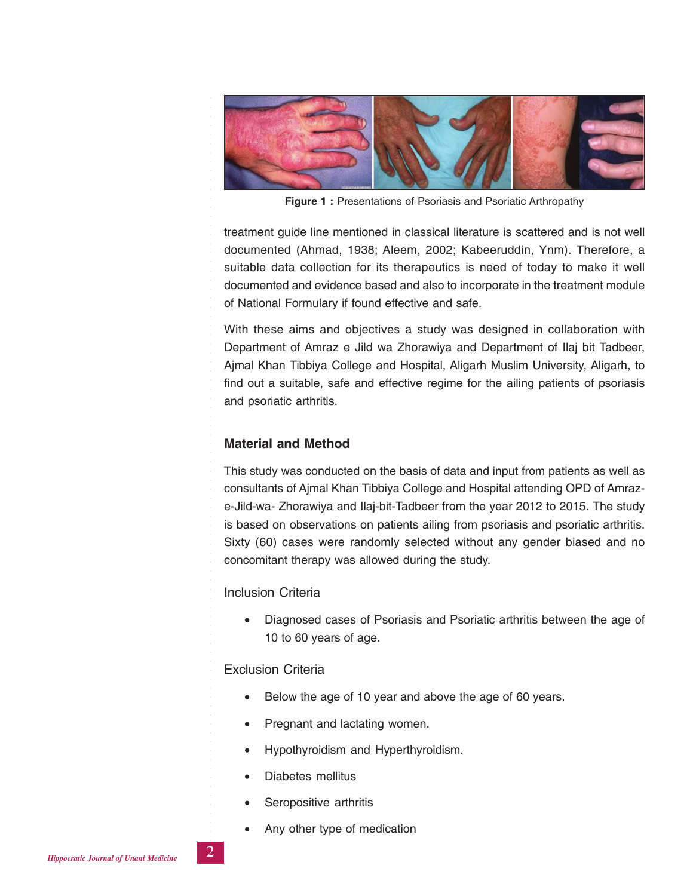Figure 1 : Presentations of Psoriasis and Psoriatic Arthropathy

treatment guide line mentioned in classical literature is scattered and is not well documented (Ahmad, 1938; Aleem, 2002; Kabeeruddin, Ynm). Therefore, a suitable data collection for its therapeutics is need of today to make it well documented and evidence based and also to incorporate in the treatment module of National Formulary if found effective and safe.

With these aims and objectives a study was designed in collaboration with Department of Amraz e Jild wa Zhorawiya and Department of Ilaj bit Tadbeer, Ajmal Khan Tibbiya College and Hospital, Aligarh Muslim University, Aligarh, to find out a suitable, safe and effective regime for the ailing patients of psoriasis and psoriatic arthritis.

## Material and Method

This study was conducted on the basis of data and input from patients as well as consultants of Ajmal Khan Tibbiya College and Hospital attending OPD of Amraz-e-Jild-wa- Zhorawiya and Ilaj-bit-Tadbeer from the year 2012 to 2015. The study is based on observations on patients ailing from psoriasis and psoriatic arthritis. Sixty (60) cases were randomly selected without any gender biased and no concomitant therapy was allowed during the study.

### Inclusion Criteria

- Diagnosed cases of Psoriasis and Psoriatic arthritis between the age of 10 to 60 years of age.

### Exclusion Criteria

- Below the age of 10 year and above the age of 60 years.
- Pregnant and lactating women.
- Hypothyroidism and Hyperthyroidism.
- Diabetes mellitus
- Seropositive arthritis
- Any other type of medication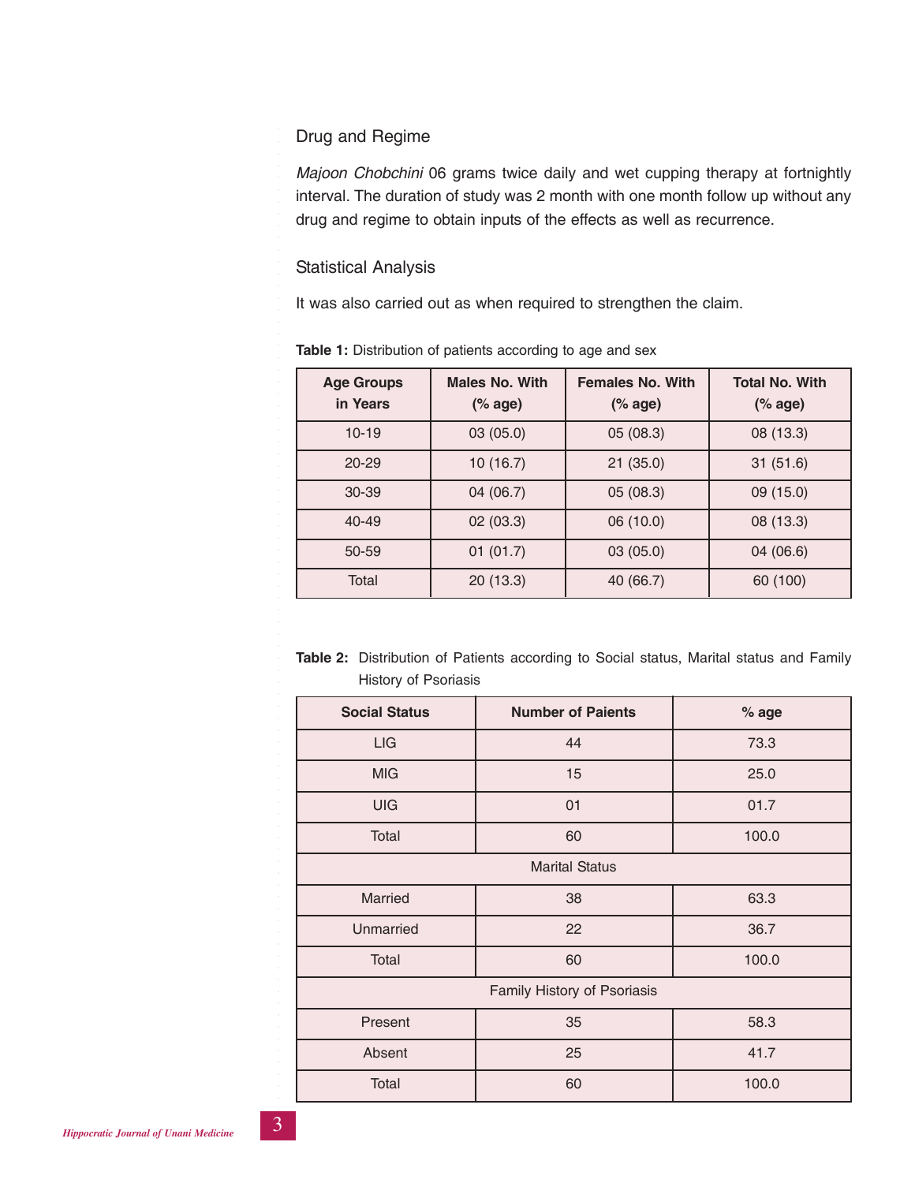## Drug and Regime

*Majoon Chobchini* 06 grams twice daily and wet cupping therapy at fortnightly interval. The duration of study was 2 month with one month follow up without any drug and regime to obtain inputs of the effects as well as recurrence.

## Statistical Analysis

It was also carried out as when required to strengthen the claim.

**Table 1:** Distribution of patients according to age and sex

| Age Groups in Years | Males No. With (% age) | Females No. With (% age) | Total No. With (% age) |
|---|---|---|---|
| 10-19 | 03 (05.0) | 05 (08.3) | 08 (13.3) |
| 20-29 | 10 (16.7) | 21 (35.0) | 31 (51.6) |
| 30-39 | 04 (06.7) | 05 (08.3) | 09 (15.0) |
| 40-49 | 02 (03.3) | 06 (10.0) | 08 (13.3) |
| 50-59 | 01 (01.7) | 03 (05.0) | 04 (06.6) |
| Total | 20 (13.3) | 40 (66.7) | 60 (100) |

**Table 2:** Distribution of Patients according to Social status, Marital status and Family History of Psoriasis

| Social Status | Number of Paients | % age |
|---|---|---|
| LIG | 44 | 73.3 |
| MIG | 15 | 25.0 |
| UIG | 01 | 01.7 |
| Total | 60 | 100.0 |
| Marital Status | | |
| Married | 38 | 63.3 |
| Unmarried | 22 | 36.7 |
| Total | 60 | 100.0 |
| Family History of Psoriasis | | |
| Present | 35 | 58.3 |
| Absent | 25 | 41.7 |
| Total | 60 | 100.0 |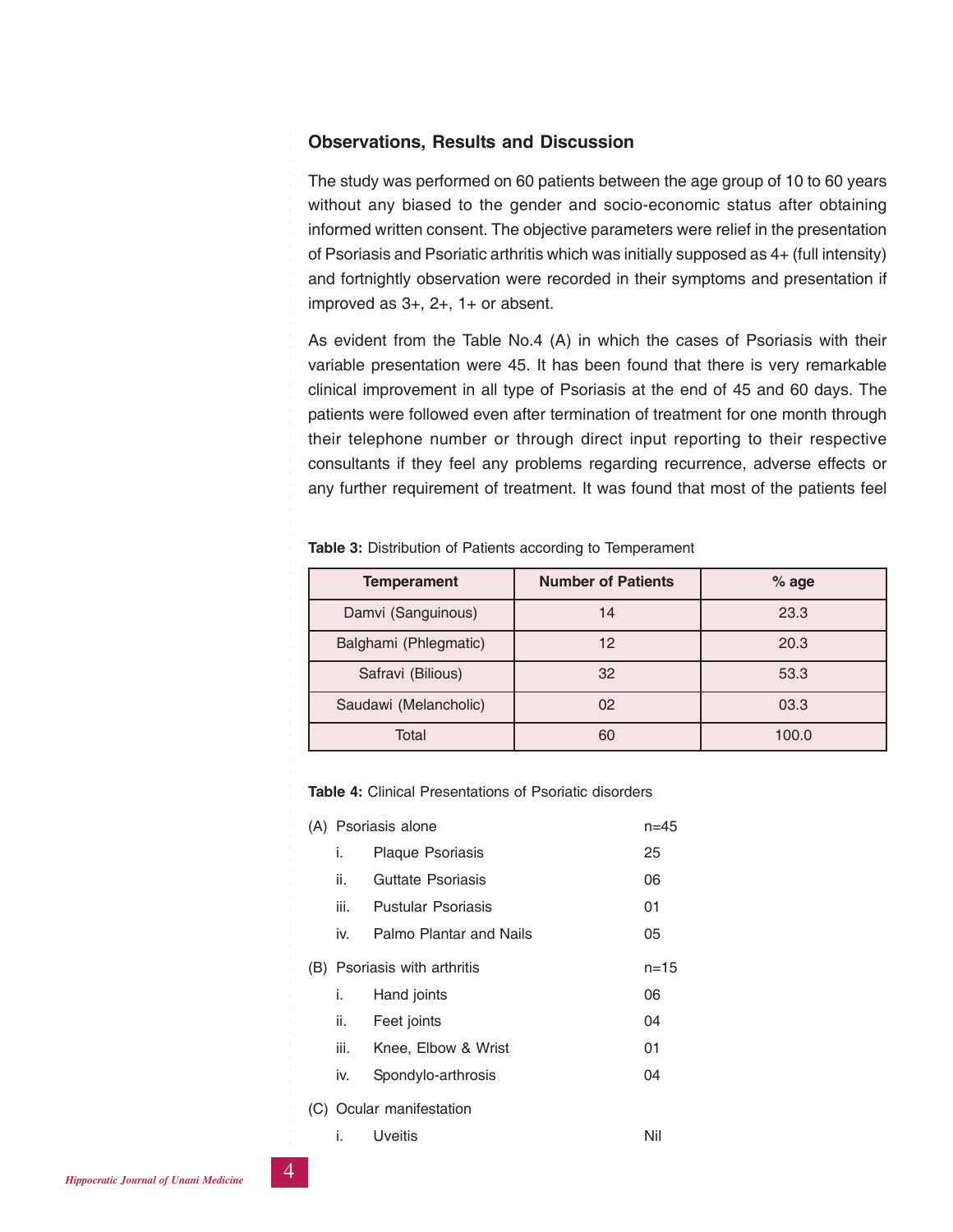## Observations, Results and Discussion

The study was performed on 60 patients between the age group of 10 to 60 years without any biased to the gender and socio-economic status after obtaining informed written consent. The objective parameters were relief in the presentation of Psoriasis and Psoriatic arthritis which was initially supposed as 4+ (full intensity) and fortnightly observation were recorded in their symptoms and presentation if improved as 3+, 2+, 1+ or absent.

As evident from the Table No.4 (A) in which the cases of Psoriasis with their variable presentation were 45. It has been found that there is very remarkable clinical improvement in all type of Psoriasis at the end of 45 and 60 days. The patients were followed even after termination of treatment for one month through their telephone number or through direct input reporting to their respective consultants if they feel any problems regarding recurrence, adverse effects or any further requirement of treatment. It was found that most of the patients feel

**Table 3:** Distribution of Patients according to Temperament

| Temperament | Number of Patients | % age |
|---|---|---|
| Damvi (Sanguinous) | 14 | 23.3 |
| Balghami (Phlegmatic) | 12 | 20.3 |
| Safravi (Bilious) | 32 | 53.3 |
| Saudawi (Melancholic) | 02 | 03.3 |
| Total | 60 | 100.0 |

**Table 4:** Clinical Presentations of Psoriatic disorders

| | | |
|---|---|---|
| (A) Psoriasis alone | | n=45 |
| | i. Plaque Psoriasis | 25 |
| | ii. Guttate Psoriasis | 06 |
| | iii. Pustular Psoriasis | 01 |
| | iv. Palmo Plantar and Nails | 05 |
| (B) Psoriasis with arthritis | | n=15 |
| | i. Hand joints | 06 |
| | ii. Feet joints | 04 |
| | iii. Knee, Elbow & Wrist | 01 |
| | iv. Spondylo-arthrosis | 04 |
| (C) Ocular manifestation | | |
| | i. Uveitis | Nil |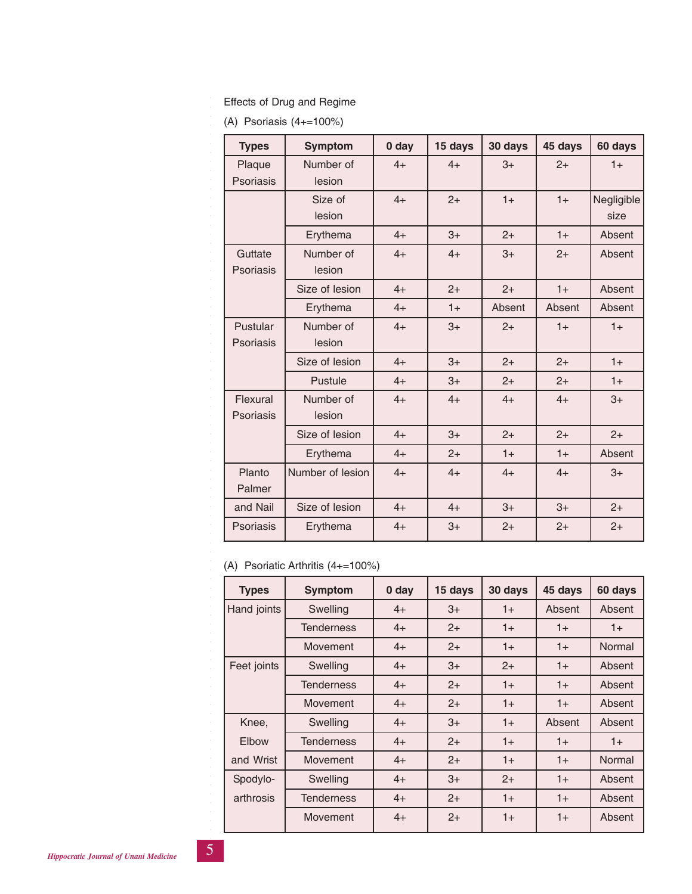Effects of Drug and Regime

(A) Psoriasis (4+=100%)

| Types | Symptom | 0 day | 15 days | 30 days | 45 days | 60 days |
|---|---|---|---|---|---|---|
| Plaque Psoriasis | Number of lesion | 4+ | 4+ | 3+ | 2+ | 1+ |
| | Size of lesion | 4+ | 2+ | 1+ | 1+ | Negligible size |
| | Erythema | 4+ | 3+ | 2+ | 1+ | Absent |
| Guttate Psoriasis | Number of lesion | 4+ | 4+ | 3+ | 2+ | Absent |
| | Size of lesion | 4+ | 2+ | 2+ | 1+ | Absent |
| | Erythema | 4+ | 1+ | Absent | Absent | Absent |
| Pustular Psoriasis | Number of lesion | 4+ | 3+ | 2+ | 1+ | 1+ |
| | Size of lesion | 4+ | 3+ | 2+ | 2+ | 1+ |
| | Pustule | 4+ | 3+ | 2+ | 2+ | 1+ |
| Flexural Psoriasis | Number of lesion | 4+ | 4+ | 4+ | 4+ | 3+ |
| | Size of lesion | 4+ | 3+ | 2+ | 2+ | 2+ |
| | Erythema | 4+ | 2+ | 1+ | 1+ | Absent |
| Planto Palmer | Number of lesion | 4+ | 4+ | 4+ | 4+ | 3+ |
| and Nail | Size of lesion | 4+ | 4+ | 3+ | 3+ | 2+ |
| Psoriasis | Erythema | 4+ | 3+ | 2+ | 2+ | 2+ |

(A) Psoriatic Arthritis (4+=100%)

| Types | Symptom | 0 day | 15 days | 30 days | 45 days | 60 days |
|---|---|---|---|---|---|---|
| Hand joints | Swelling | 4+ | 3+ | 1+ | Absent | Absent |
| | Tenderness | 4+ | 2+ | 1+ | 1+ | 1+ |
| | Movement | 4+ | 2+ | 1+ | 1+ | Normal |
| Feet joints | Swelling | 4+ | 3+ | 2+ | 1+ | Absent |
| | Tenderness | 4+ | 2+ | 1+ | 1+ | Absent |
| | Movement | 4+ | 2+ | 1+ | 1+ | Absent |
| Knee, Elbow and Wrist | Swelling | 4+ | 3+ | 1+ | Absent | Absent |
| | Tenderness | 4+ | 2+ | 1+ | 1+ | 1+ |
| | Movement | 4+ | 2+ | 1+ | 1+ | Normal |
| Spodylo-arthrosis | Swelling | 4+ | 3+ | 2+ | 1+ | Absent |
| | Tenderness | 4+ | 2+ | 1+ | 1+ | Absent |
| | Movement | 4+ | 2+ | 1+ | 1+ | Absent |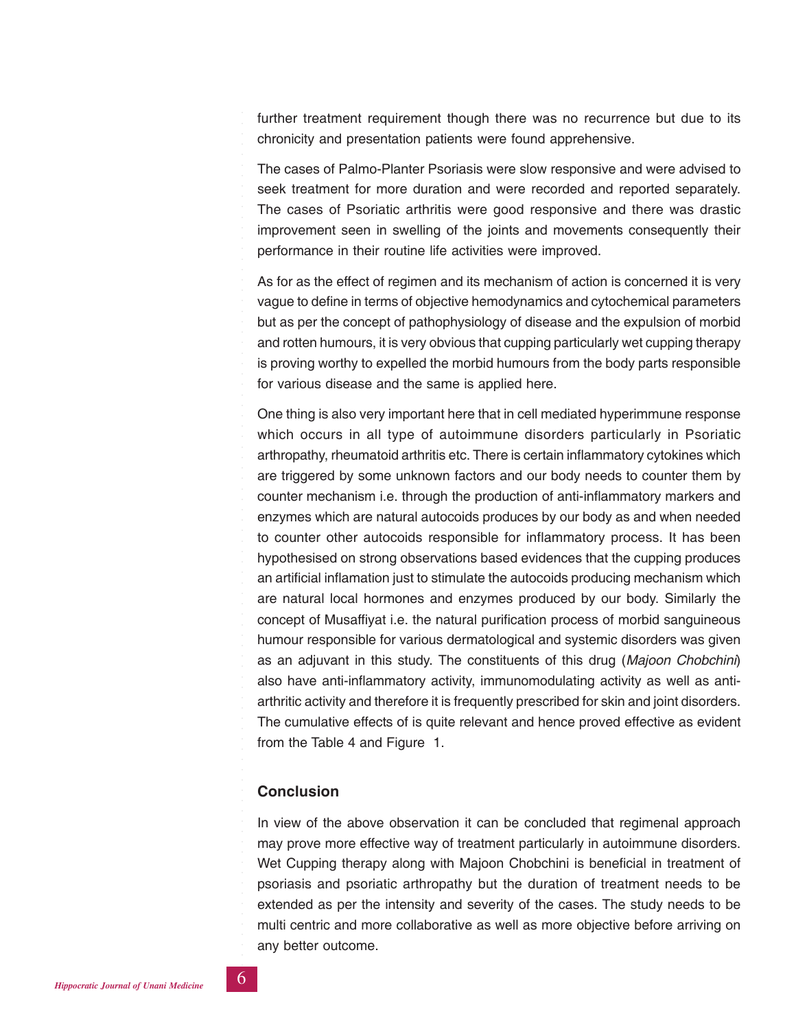further treatment requirement though there was no recurrence but due to its chronicity and presentation patients were found apprehensive.

The cases of Palmo-Planter Psoriasis were slow responsive and were advised to seek treatment for more duration and were recorded and reported separately. The cases of Psoriatic arthritis were good responsive and there was drastic improvement seen in swelling of the joints and movements consequently their performance in their routine life activities were improved.

As for as the effect of regimen and its mechanism of action is concerned it is very vague to define in terms of objective hemodynamics and cytochemical parameters but as per the concept of pathophysiology of disease and the expulsion of morbid and rotten humours, it is very obvious that cupping particularly wet cupping therapy is proving worthy to expelled the morbid humours from the body parts responsible for various disease and the same is applied here.

One thing is also very important here that in cell mediated hyperimmune response which occurs in all type of autoimmune disorders particularly in Psoriatic arthropathy, rheumatoid arthritis etc. There is certain inflammatory cytokines which are triggered by some unknown factors and our body needs to counter them by counter mechanism i.e. through the production of anti-inflammatory markers and enzymes which are natural autocoids produces by our body as and when needed to counter other autocoids responsible for inflammatory process. It has been hypothesised on strong observations based evidences that the cupping produces an artificial inflamation just to stimulate the autocoids producing mechanism which are natural local hormones and enzymes produced by our body. Similarly the concept of Musaffiyat i.e. the natural purification process of morbid sanguineous humour responsible for various dermatological and systemic disorders was given as an adjuvant in this study. The constituents of this drug (*Majoon Chobchini*) also have anti-inflammatory activity, immunomodulating activity as well as anti-arthritic activity and therefore it is frequently prescribed for skin and joint disorders. The cumulative effects of is quite relevant and hence proved effective as evident from the Table 4 and Figure 1.

## Conclusion

In view of the above observation it can be concluded that regimenal approach may prove more effective way of treatment particularly in autoimmune disorders. Wet Cupping therapy along with Majoon Chobchini is beneficial in treatment of psoriasis and psoriatic arthropathy but the duration of treatment needs to be extended as per the intensity and severity of the cases. The study needs to be multi centric and more collaborative as well as more objective before arriving on any better outcome.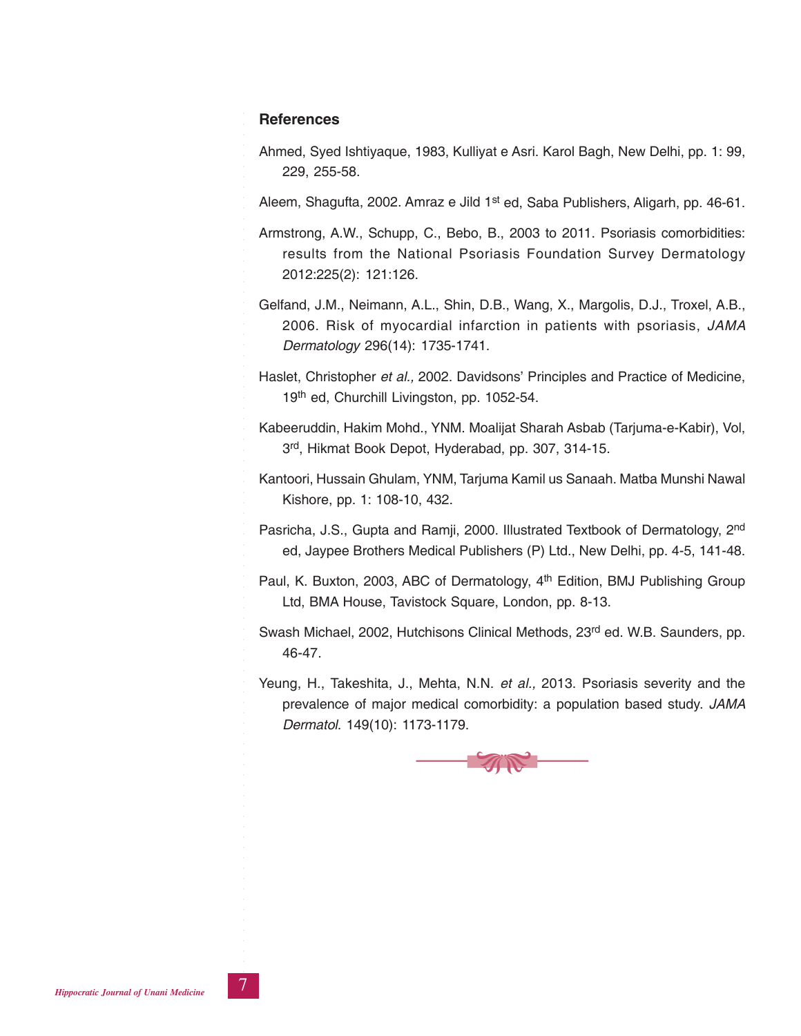## References

Ahmed, Syed Ishtiyaque, 1983, Kulliyat e Asri. Karol Bagh, New Delhi, pp. 1: 99, 229, 255-58.

Aleem, Shagufta, 2002. Amraz e Jild 1st ed, Saba Publishers, Aligarh, pp. 46-61.

Armstrong, A.W., Schupp, C., Bebo, B., 2003 to 2011. Psoriasis comorbidities: results from the National Psoriasis Foundation Survey Dermatology 2012:225(2): 121:126.

Gelfand, J.M., Neimann, A.L., Shin, D.B., Wang, X., Margolis, D.J., Troxel, A.B., 2006. Risk of myocardial infarction in patients with psoriasis, *JAMA Dermatology* 296(14): 1735-1741.

Haslet, Christopher *et al.,* 2002. Davidsons' Principles and Practice of Medicine, 19th ed, Churchill Livingston, pp. 1052-54.

Kabeeruddin, Hakim Mohd., YNM. Moalijat Sharah Asbab (Tarjuma-e-Kabir), Vol, 3rd, Hikmat Book Depot, Hyderabad, pp. 307, 314-15.

Kantoori, Hussain Ghulam, YNM, Tarjuma Kamil us Sanaah. Matba Munshi Nawal Kishore, pp. 1: 108-10, 432.

Pasricha, J.S., Gupta and Ramji, 2000. Illustrated Textbook of Dermatology, 2nd ed, Jaypee Brothers Medical Publishers (P) Ltd., New Delhi, pp. 4-5, 141-48.

Paul, K. Buxton, 2003, ABC of Dermatology, 4th Edition, BMJ Publishing Group Ltd, BMA House, Tavistock Square, London, pp. 8-13.

Swash Michael, 2002, Hutchisons Clinical Methods, 23rd ed. W.B. Saunders, pp. 46-47.

Yeung, H., Takeshita, J., Mehta, N.N. *et al.,* 2013. Psoriasis severity and the prevalence of major medical comorbidity: a population based study. *JAMA Dermatol.* 149(10): 1173-1179.